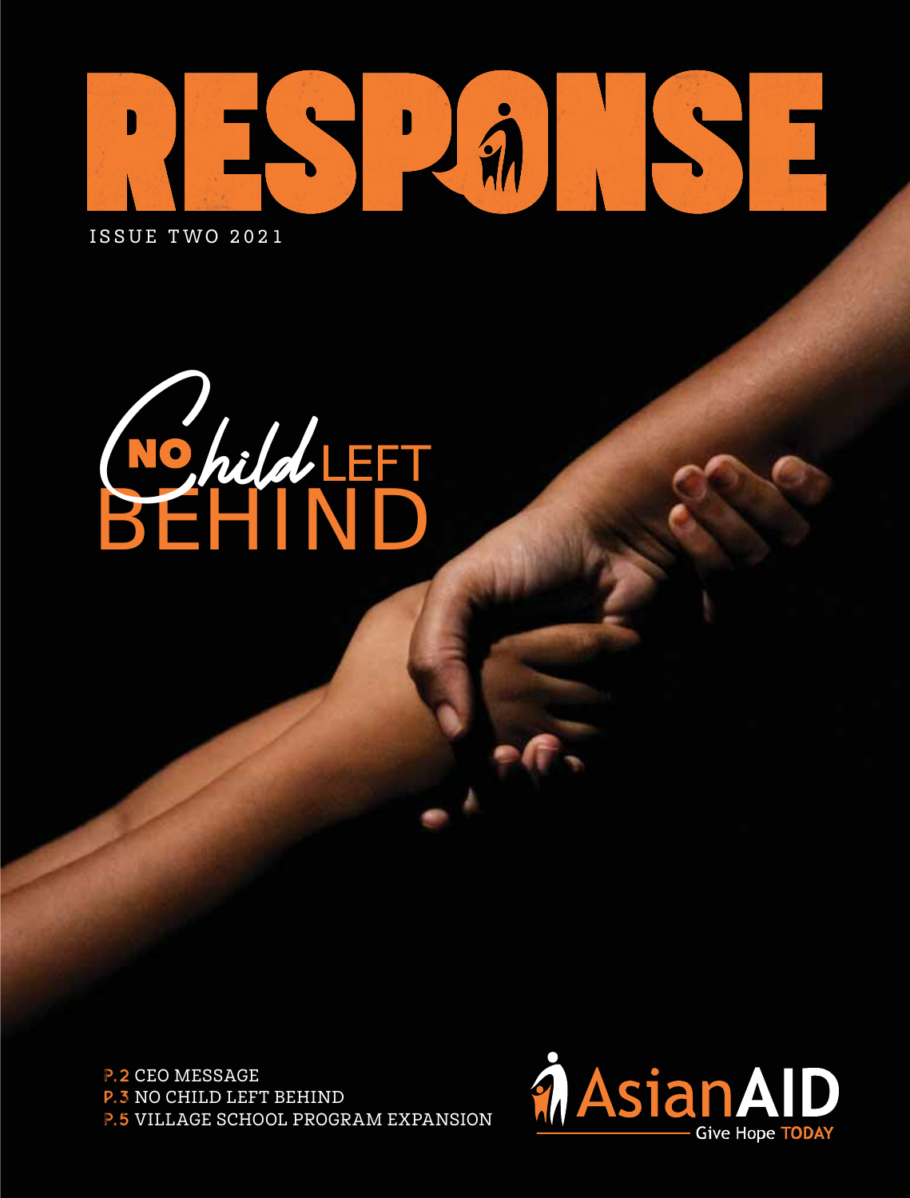# RESPONSE

ISSUE TWO 2021

## NO Child LEFT BEHIND

P.2 CEO MESSAGE
P.3 NO CHILD LEFT BEHIND
P.5 VILLAGE SCHOOL PROGRAM EXPANSION

AsianAID
Give Hope TODAY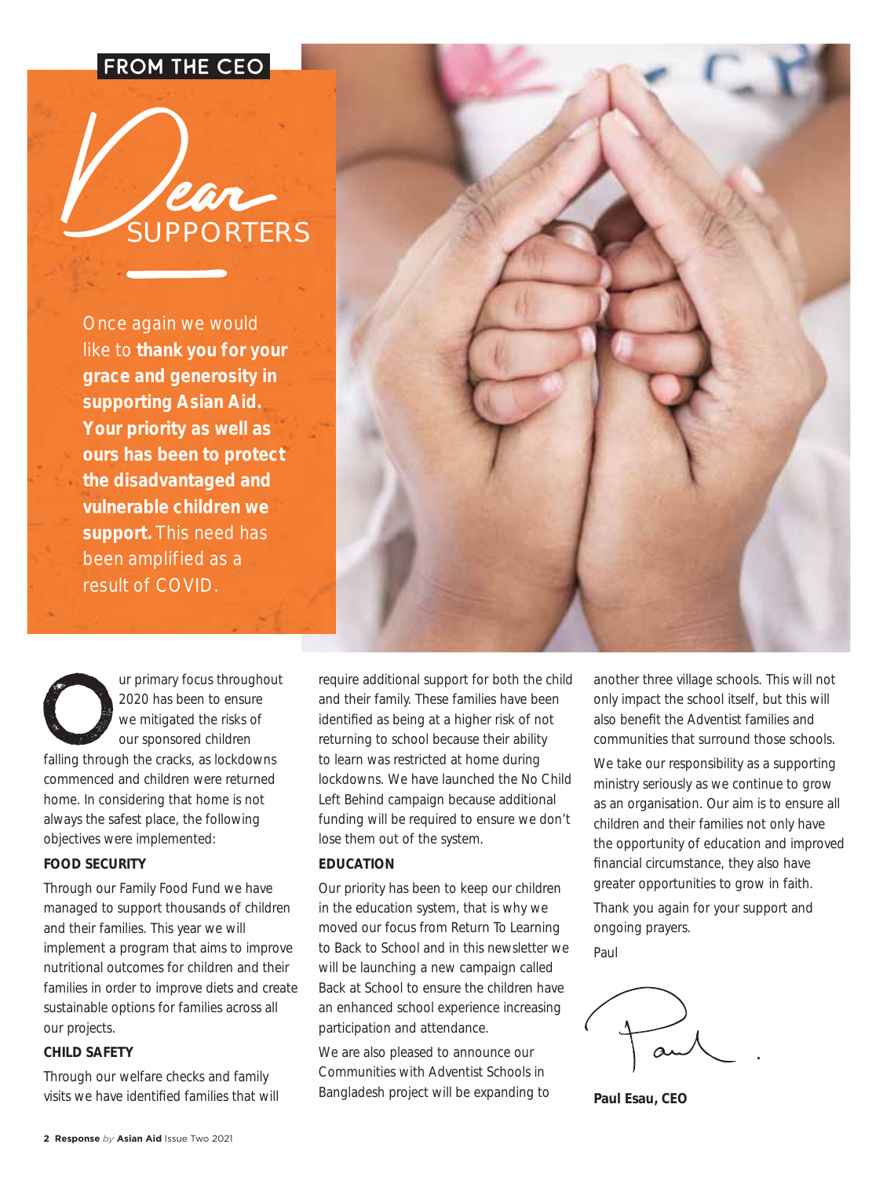FROM THE CEO

# Dear SUPPORTERS

Once again we would like to **thank you for your grace and generosity in supporting Asian Aid. Your priority as well as ours has been to protect the disadvantaged and vulnerable children we support.** This need has been amplified as a result of COVID.

Our primary focus throughout 2020 has been to ensure we mitigated the risks of our sponsored children falling through the cracks, as lockdowns commenced and children were returned home. In considering that home is not always the safest place, the following objectives were implemented:

**FOOD SECURITY**

Through our Family Food Fund we have managed to support thousands of children and their families. This year we will implement a program that aims to improve nutritional outcomes for children and their families in order to improve diets and create sustainable options for families across all our projects.

**CHILD SAFETY**

Through our welfare checks and family visits we have identified families that will require additional support for both the child and their family. These families have been identified as being at a higher risk of not returning to school because their ability to learn was restricted at home during lockdowns. We have launched the No Child Left Behind campaign because additional funding will be required to ensure we don't lose them out of the system.

**EDUCATION**

Our priority has been to keep our children in the education system, that is why we moved our focus from Return To Learning to Back to School and in this newsletter we will be launching a new campaign called Back at School to ensure the children have an enhanced school experience increasing participation and attendance.

We are also pleased to announce our Communities with Adventist Schools in Bangladesh project will be expanding to another three village schools. This will not only impact the school itself, but this will also benefit the Adventist families and communities that surround those schools.

We take our responsibility as a supporting ministry seriously as we continue to grow as an organisation. Our aim is to ensure all children and their families not only have the opportunity of education and improved financial circumstance, they also have greater opportunities to grow in faith.

Thank you again for your support and ongoing prayers.

Paul

**Paul Esau, CEO**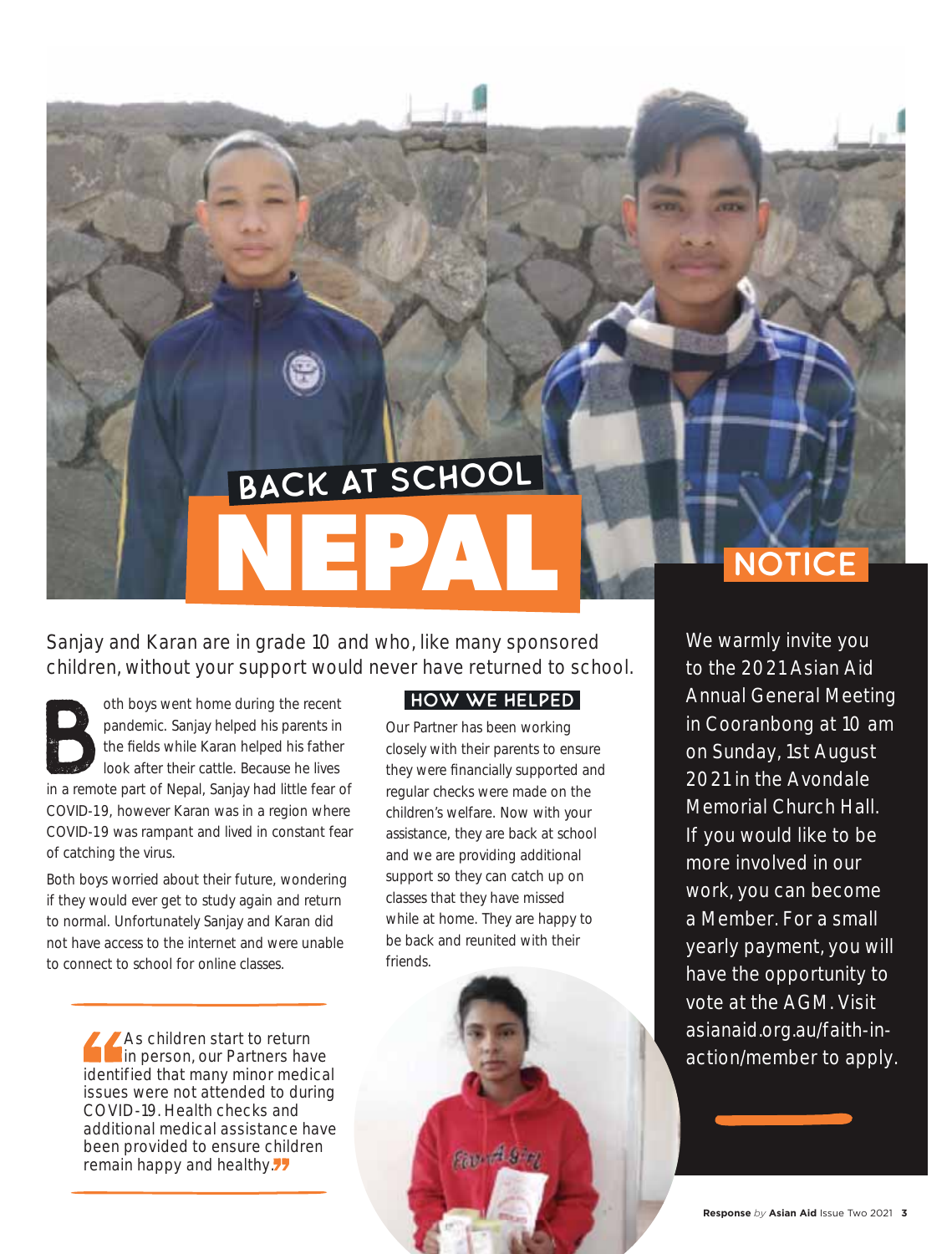# BACK AT SCHOOL NEPAL

Sanjay and Karan are in grade 10 and who, like many sponsored children, without your support would never have returned to school.

Both boys went home during the recent pandemic. Sanjay helped his parents in the fields while Karan helped his father look after their cattle. Because he lives in a remote part of Nepal, Sanjay had little fear of COVID-19, however Karan was in a region where COVID-19 was rampant and lived in constant fear of catching the virus.

Both boys worried about their future, wondering if they would ever get to study again and return to normal. Unfortunately Sanjay and Karan did not have access to the internet and were unable to connect to school for online classes.

> As children start to return in person, our Partners have identified that many minor medical issues were not attended to during COVID-19. Health checks and additional medical assistance have been provided to ensure children remain happy and healthy.

## HOW WE HELPED

Our Partner has been working closely with their parents to ensure they were financially supported and regular checks were made on the children's welfare. Now with your assistance, they are back at school and we are providing additional support so they can catch up on classes that they have missed while at home. They are happy to be back and reunited with their friends.

## NOTICE

We warmly invite you to the 2021 Asian Aid Annual General Meeting in Cooranbong at 10 am on Sunday, 1st August 2021 in the Avondale Memorial Church Hall. If you would like to be more involved in our work, you can become a Member. For a small yearly payment, you will have the opportunity to vote at the AGM. Visit asianaid.org.au/faith-in-action/member to apply.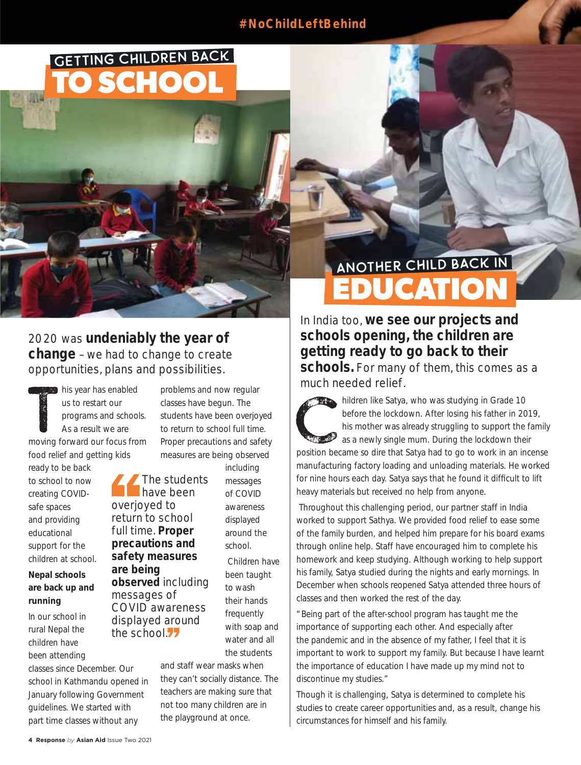#NoChildLeftBehind

# GETTING CHILDREN BACK TO SCHOOL

2020 was **undeniably the year of change** – we had to change to create opportunities, plans and possibilities.

This year has enabled us to restart our programs and schools. As a result we are moving forward our focus from food relief and getting kids ready to be back to school to now creating COVID-safe spaces and providing educational support for the children at school.

**Nepal schools are back up and running**

In our school in rural Nepal the children have been attending classes since December. Our school in Kathmandu opened in January following Government guidelines. We started with part time classes without any problems and now regular classes have begun. The students have been overjoyed to return to school full time. Proper precautions and safety measures are being observed including messages of COVID awareness displayed around the school.

> "The students have been overjoyed to return to school full time. **Proper precautions and safety measures are being observed** including messages of COVID awareness displayed around the school."

Children have been taught to wash their hands frequently with soap and water and all the students and staff wear masks when they can't socially distance. The teachers are making sure that not too many children are in the playground at once.

# ANOTHER CHILD BACK IN EDUCATION

In India too, **we see our projects and schools opening, the children are getting ready to go back to their schools.** For many of them, this comes as a much needed relief.

Children like Satya, who was studying in Grade 10 before the lockdown. After losing his father in 2019, his mother was already struggling to support the family as a newly single mum. During the lockdown their position became so dire that Satya had to go to work in an incense manufacturing factory loading and unloading materials. He worked for nine hours each day. Satya says that he found it difficult to lift heavy materials but received no help from anyone.

Throughout this challenging period, our partner staff in India worked to support Sathya. We provided food relief to ease some of the family burden, and helped him prepare for his board exams through online help. Staff have encouraged him to complete his homework and keep studying. Although working to help support his family, Satya studied during the nights and early mornings. In December when schools reopened Satya attended three hours of classes and then worked the rest of the day.

"Being part of the after-school program has taught me the importance of supporting each other. And especially after the pandemic and in the absence of my father, I feel that it is important to work to support my family. But because I have learnt the importance of education I have made up my mind not to discontinue my studies."

Though it is challenging, Satya is determined to complete his studies to create career opportunities and, as a result, change his circumstances for himself and his family.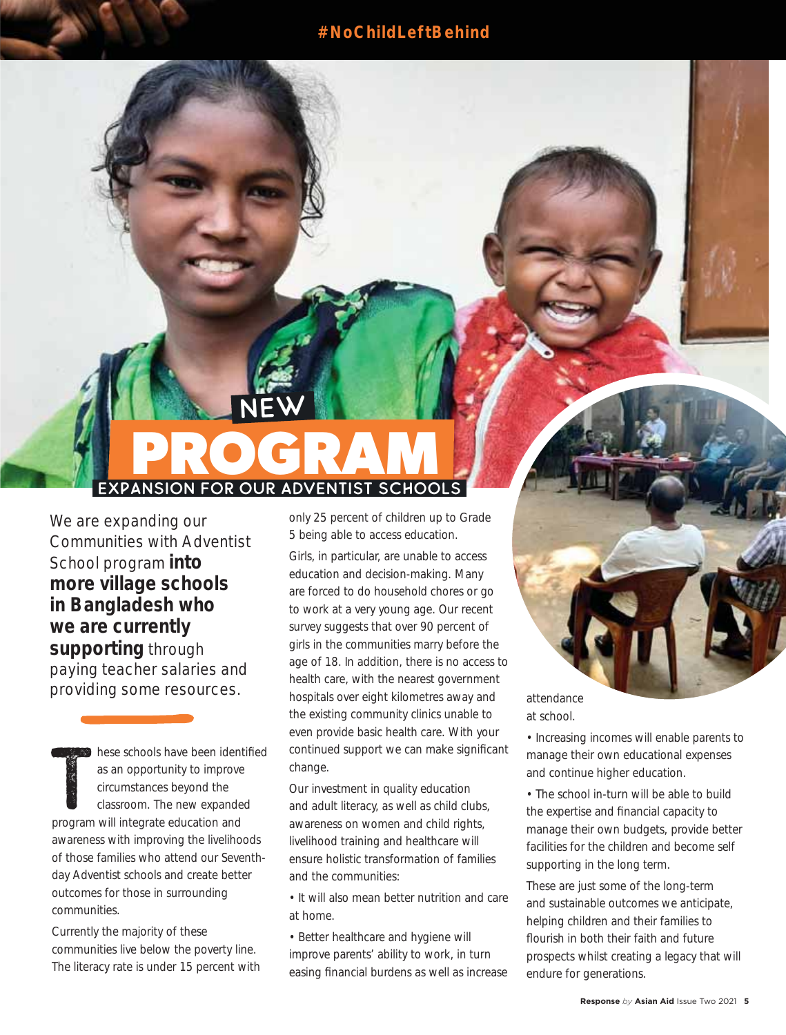#NoChildLeftBehind

# NEW PROGRAM

## EXPANSION FOR OUR ADVENTIST SCHOOLS

We are expanding our Communities with Adventist School program **into more village schools in Bangladesh who we are currently supporting** through paying teacher salaries and providing some resources.

These schools have been identified as an opportunity to improve circumstances beyond the classroom. The new expanded program will integrate education and awareness with improving the livelihoods of those families who attend our Seventh-day Adventist schools and create better outcomes for those in surrounding communities.

Currently the majority of these communities live below the poverty line. The literacy rate is under 15 percent with only 25 percent of children up to Grade 5 being able to access education.

Girls, in particular, are unable to access education and decision-making. Many are forced to do household chores or go to work at a very young age. Our recent survey suggests that over 90 percent of girls in the communities marry before the age of 18. In addition, there is no access to health care, with the nearest government hospitals over eight kilometres away and the existing community clinics unable to even provide basic health care. With your continued support we can make significant change.

Our investment in quality education and adult literacy, as well as child clubs, awareness on women and child rights, livelihood training and healthcare will ensure holistic transformation of families and the communities:

- It will also mean better nutrition and care at home.
- Better healthcare and hygiene will improve parents' ability to work, in turn easing financial burdens as well as increase attendance at school.
- Increasing incomes will enable parents to manage their own educational expenses and continue higher education.
- The school in-turn will be able to build the expertise and financial capacity to manage their own budgets, provide better facilities for the children and become self supporting in the long term.

These are just some of the long-term and sustainable outcomes we anticipate, helping children and their families to flourish in both their faith and future prospects whilst creating a legacy that will endure for generations.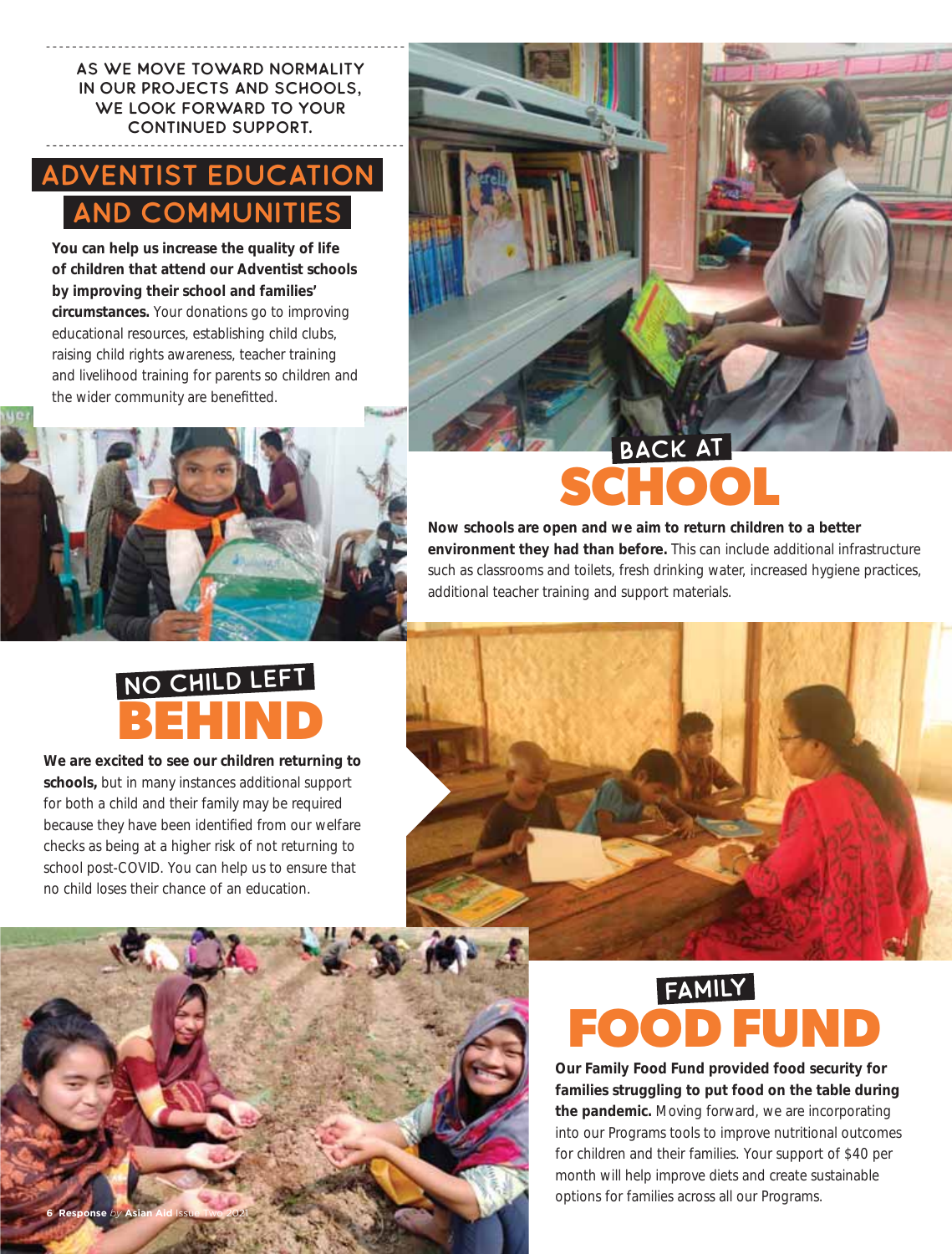AS WE MOVE TOWARD NORMALITY IN OUR PROJECTS AND SCHOOLS, WE LOOK FORWARD TO YOUR CONTINUED SUPPORT.

## ADVENTIST EDUCATION AND COMMUNITIES

**You can help us increase the quality of life of children that attend our Adventist schools by improving their school and families' circumstances.** Your donations go to improving educational resources, establishing child clubs, raising child rights awareness, teacher training and livelihood training for parents so children and the wider community are benefitted.

## BACK AT SCHOOL

**Now schools are open and we aim to return children to a better environment they had than before.** This can include additional infrastructure such as classrooms and toilets, fresh drinking water, increased hygiene practices, additional teacher training and support materials.

## NO CHILD LEFT BEHIND

**We are excited to see our children returning to schools,** but in many instances additional support for both a child and their family may be required because they have been identified from our welfare checks as being at a higher risk of not returning to school post-COVID. You can help us to ensure that no child loses their chance of an education.

## FAMILY FOOD FUND

**Our Family Food Fund provided food security for families struggling to put food on the table during the pandemic.** Moving forward, we are incorporating into our Programs tools to improve nutritional outcomes for children and their families. Your support of $40 per month will help improve diets and create sustainable options for families across all our Programs.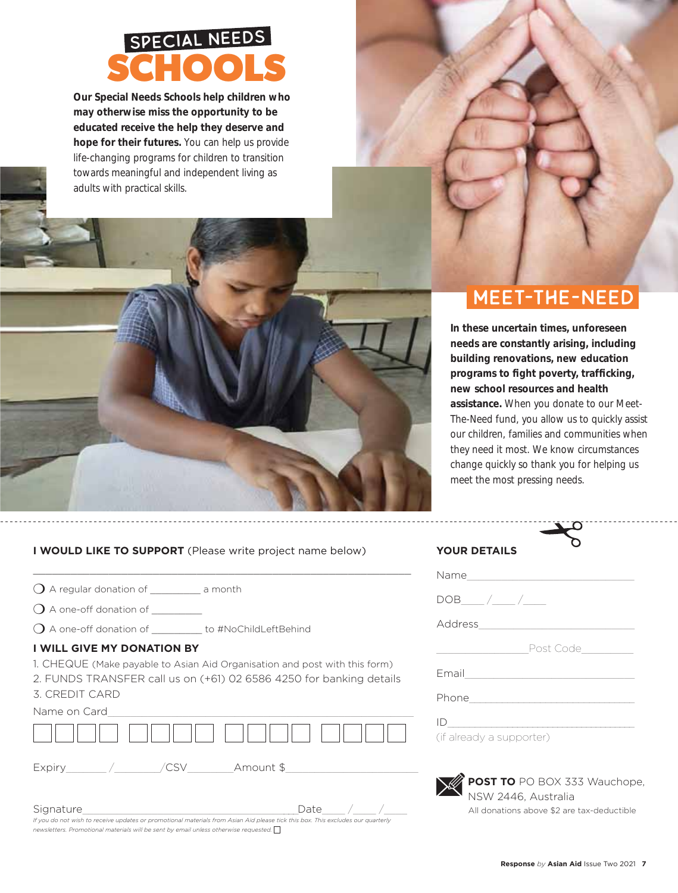## SPECIAL NEEDS SCHOOLS

**Our Special Needs Schools help children who may otherwise miss the opportunity to be educated receive the help they deserve and hope for their futures.** You can help us provide life-changing programs for children to transition towards meaningful and independent living as adults with practical skills.

## MEET-THE-NEED

**In these uncertain times, unforeseen needs are constantly arising, including building renovations, new education programs to fight poverty, trafficking, new school resources and health assistance.** When you donate to our Meet-The-Need fund, you allow us to quickly assist our children, families and communities when they need it most. We know circumstances change quickly so thank you for helping us meet the most pressing needs.

---

**I WOULD LIKE TO SUPPORT** (Please write project name below)

______________________________________________

- ❍ A regular donation of __________ a month
- ❍ A one-off donation of __________
- ❍ A one-off donation of __________ to #NoChildLeftBehind

**I WILL GIVE MY DONATION BY**

1. CHEQUE (Make payable to Asian Aid Organisation and post with this form)
2. FUNDS TRANSFER call us on (+61) 02 6586 4250 for banking details
3. CREDIT CARD

Name on Card______________________________________

☐☐☐☐ ☐☐☐☐ ☐☐☐☐ ☐☐☐☐

Expiry_______ /_______ /CSV________ Amount $______________________

Signature__________________________________ Date____ /____ /____

*If you do not wish to receive updates or promotional materials from Asian Aid please tick this box. This excludes our quarterly newsletters. Promotional materials will be sent by email unless otherwise requested.* ☐

**YOUR DETAILS**

Name______________________________

DOB____ /____ /____

Address______________________________

________________ Post Code__________

Email______________________________

Phone______________________________

ID______________________________
(if already a supporter)

**POST TO** PO BOX 333 Wauchope, NSW 2446, Australia

All donations above $2 are tax-deductible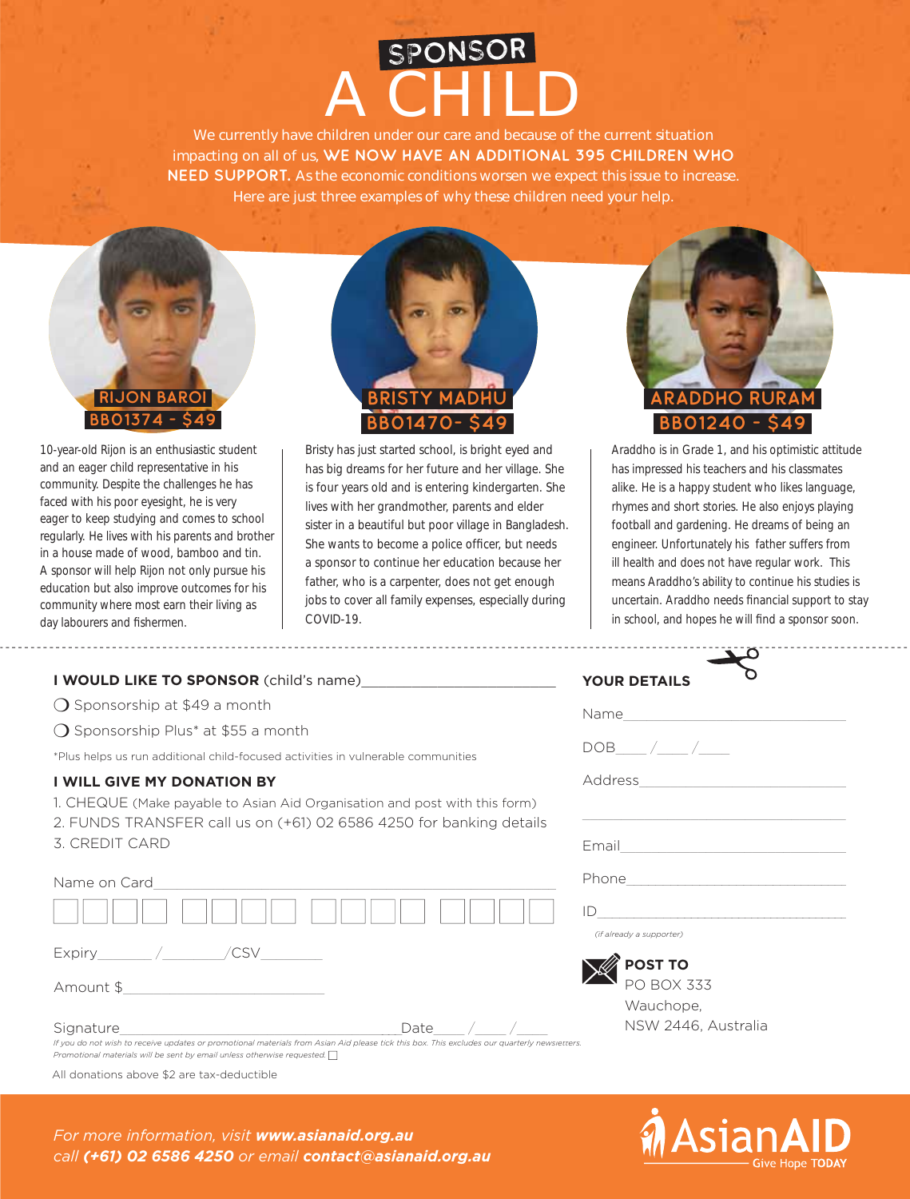# SPONSOR A CHILD

We currently have children under our care and because of the current situation impacting on all of us, **WE NOW HAVE AN ADDITIONAL 395 CHILDREN WHO NEED SUPPORT.** As the economic conditions worsen we expect this issue to increase. Here are just three examples of why these children need your help.

## RIJON BAROI
**BB01374 - $49**

10-year-old Rijon is an enthusiastic student and an eager child representative in his community. Despite the challenges he has faced with his poor eyesight, he is very eager to keep studying and comes to school regularly. He lives with his parents and brother in a house made of wood, bamboo and tin. A sponsor will help Rijon not only pursue his education but also improve outcomes for his community where most earn their living as day labourers and fishermen.

## BRISTY MADHU
**BB01470- $49**

Bristy has just started school, is bright eyed and has big dreams for her future and her village. She is four years old and is entering kindergarten. She lives with her grandmother, parents and elder sister in a beautiful but poor village in Bangladesh. She wants to become a police officer, but needs a sponsor to continue her education because her father, who is a carpenter, does not get enough jobs to cover all family expenses, especially during COVID-19.

## ARADDHO RURAM
**BB01240 - $49**

Araddho is in Grade 1, and his optimistic attitude has impressed his teachers and his classmates alike. He is a happy student who likes language, rhymes and short stories. He also enjoys playing football and gardening. He dreams of being an engineer. Unfortunately his father suffers from ill health and does not have regular work. This means Araddho's ability to continue his studies is uncertain. Araddho needs financial support to stay in school, and hopes he will find a sponsor soon.

---

**I WOULD LIKE TO SPONSOR** (child's name)________________________

❍ Sponsorship at $49 a month

❍ Sponsorship Plus* at $55 a month

*Plus helps us run additional child-focused activities in vulnerable communities

**I WILL GIVE MY DONATION BY**

1. CHEQUE (Make payable to Asian Aid Organisation and post with this form)
2. FUNDS TRANSFER call us on (+61) 02 6586 4250 for banking details
3. CREDIT CARD

Name on Card________________________________________

☐☐☐☐ ☐☐☐☐ ☐☐☐☐ ☐☐☐☐

Expiry_______ /________/CSV________

Amount $__________________________

Signature____________________________________Date____ /____ /____

*If you do not wish to receive updates or promotional materials from Asian Aid please tick this box. This excludes our quarterly newsletters. Promotional materials will be sent by email unless otherwise requested.* ☐

All donations above $2 are tax-deductible

**YOUR DETAILS**

Name____________________________

DOB____ /____ /____

Address__________________________

_________________________________

Email____________________________

Phone____________________________

ID_______________________________

*(if already a supporter)*

**POST TO**
PO BOX 333
Wauchope,
NSW 2446, Australia

*For more information, visit **www.asianaid.org.au** call **(+61) 02 6586 4250** or email **contact@asianaid.org.au***

AsianAID — Give Hope TODAY